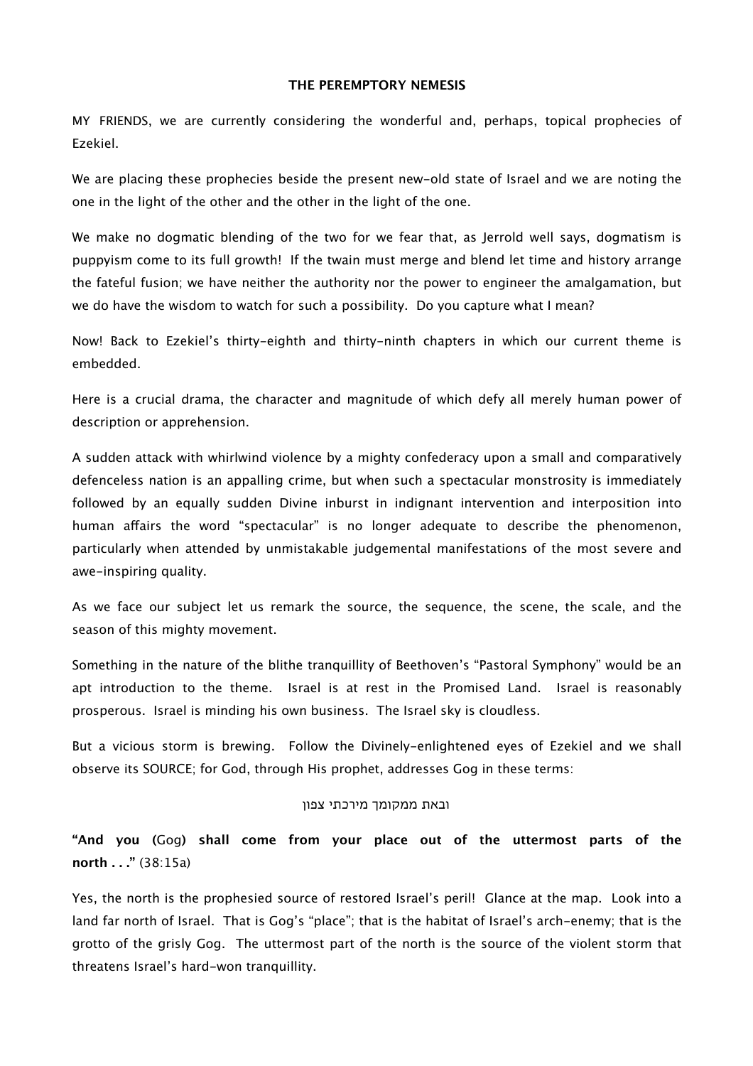# THE PEREMPTORY NEMESIS

MY FRIENDS, we are currently considering the wonderful and, perhaps, topical prophecies of Ezekiel.

We are placing these prophecies beside the present new-old state of Israel and we are noting the one in the light of the other and the other in the light of the one.

We make no dogmatic blending of the two for we fear that, as Jerrold well says, dogmatism is puppyism come to its full growth! If the twain must merge and blend let time and history arrange the fateful fusion; we have neither the authority nor the power to engineer the amalgamation, but we do have the wisdom to watch for such a possibility. Do you capture what I mean?

Now! Back to Ezekiel's thirty-eighth and thirty-ninth chapters in which our current theme is embedded.

Here is a crucial drama, the character and magnitude of which defy all merely human power of description or apprehension.

A sudden attack with whirlwind violence by a mighty confederacy upon a small and comparatively defenceless nation is an appalling crime, but when such a spectacular monstrosity is immediately followed by an equally sudden Divine inburst in indignant intervention and interposition into human affairs the word "spectacular" is no longer adequate to describe the phenomenon, particularly when attended by unmistakable judgemental manifestations of the most severe and awe-inspiring quality.

As we face our subject let us remark the source, the sequence, the scene, the scale, and the season of this mighty movement.

Something in the nature of the blithe tranquillity of Beethoven's "Pastoral Symphony" would be an apt introduction to the theme. Israel is at rest in the Promised Land. Israel is reasonably prosperous. Israel is minding his own business. The Israel sky is cloudless.

But a vicious storm is brewing. Follow the Divinely-enlightened eyes of Ezekiel and we shall observe its SOURCE; for God, through His prophet, addresses Gog in these terms:

ובאת ממקומך מירכתי צפון

**"And you (**Gog**) shall come from your place out of the uttermost parts of the north . . ."** (38:15a)

Yes, the north is the prophesied source of restored Israel's peril! Glance at the map. Look into a land far north of Israel. That is Gog's "place"; that is the habitat of Israel's arch-enemy; that is the grotto of the grisly Gog. The uttermost part of the north is the source of the violent storm that threatens Israel's hard-won tranquillity.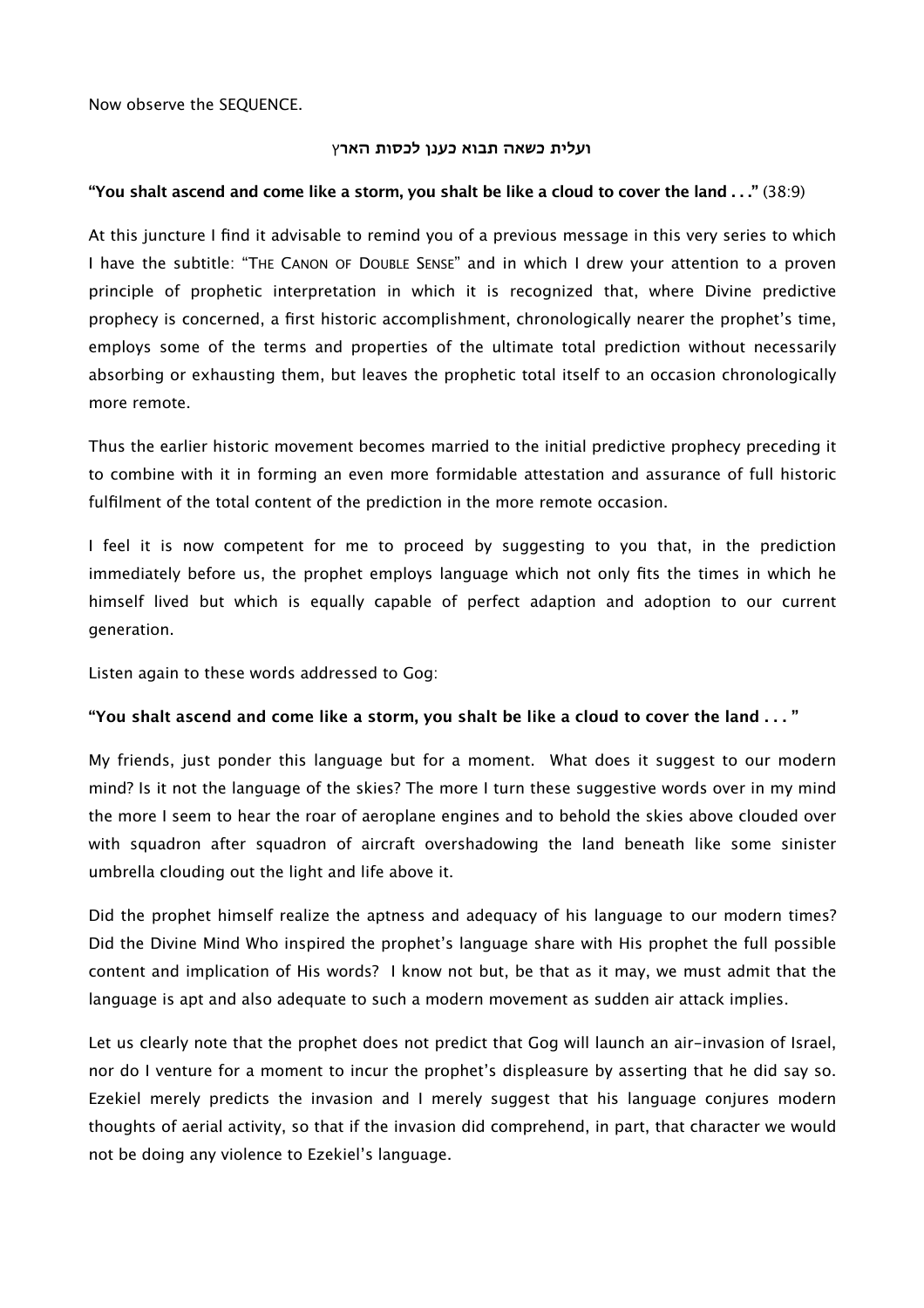Now observe the SEQUENCE.

**ועלית כשאה תבוא כענן לכסות הארץ**

**"You shalt ascend and come like a storm, you shalt be like a cloud to cover the land . . ."** (38:9)

At this juncture I find it advisable to remind you of a previous message in this very series to which I have the subtitle: "THE CANON OF DOUBLE SENSE" and in which I drew your attention to a proven principle of prophetic interpretation in which it is recognized that, where Divine predictive prophecy is concerned, a first historic accomplishment, chronologically nearer the prophet's time, employs some of the terms and properties of the ultimate total prediction without necessarily absorbing or exhausting them, but leaves the prophetic total itself to an occasion chronologically more remote.

Thus the earlier historic movement becomes married to the initial predictive prophecy preceding it to combine with it in forming an even more formidable attestation and assurance of full historic fulfilment of the total content of the prediction in the more remote occasion.

I feel it is now competent for me to proceed by suggesting to you that, in the prediction immediately before us, the prophet employs language which not only fits the times in which he himself lived but which is equally capable of perfect adaption and adoption to our current generation.

Listen again to these words addressed to Gog:

**"You shalt ascend and come like a storm, you shalt be like a cloud to cover the land . . . "**

My friends, just ponder this language but for a moment. What does it suggest to our modern mind? Is it not the language of the skies? The more I turn these suggestive words over in my mind the more I seem to hear the roar of aeroplane engines and to behold the skies above clouded over with squadron after squadron of aircraft overshadowing the land beneath like some sinister umbrella clouding out the light and life above it.

Did the prophet himself realize the aptness and adequacy of his language to our modern times? Did the Divine Mind Who inspired the prophet's language share with His prophet the full possible content and implication of His words? I know not but, be that as it may, we must admit that the language is apt and also adequate to such a modern movement as sudden air attack implies.

Let us clearly note that the prophet does not predict that Gog will launch an air-invasion of Israel, nor do I venture for a moment to incur the prophet's displeasure by asserting that he did say so. Ezekiel merely predicts the invasion and I merely suggest that his language conjures modern thoughts of aerial activity, so that if the invasion did comprehend, in part, that character we would not be doing any violence to Ezekiel's language.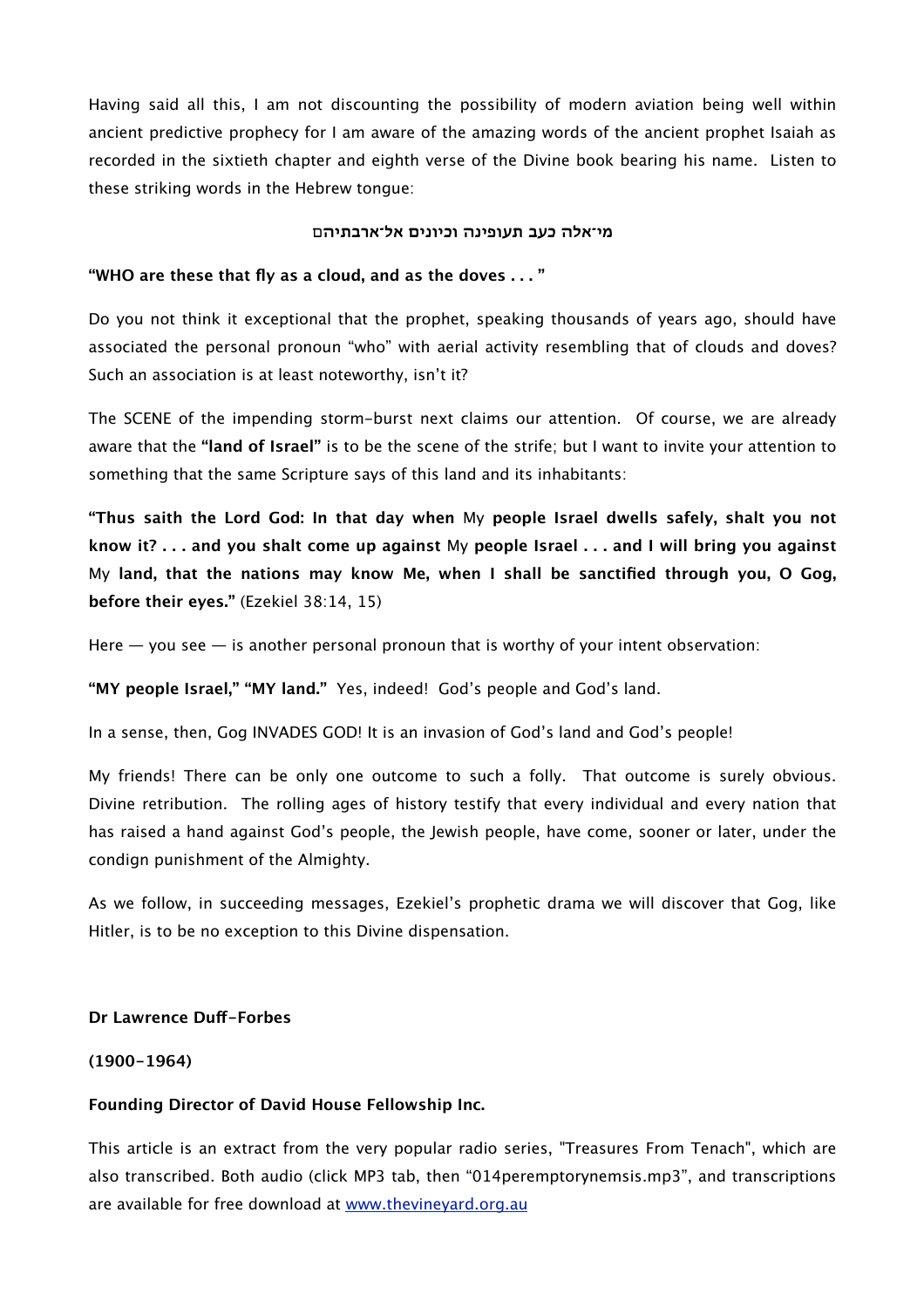Having said all this, I am not discounting the possibility of modern aviation being well within ancient predictive prophecy for I am aware of the amazing words of the ancient prophet Isaiah as recorded in the sixtieth chapter and eighth verse of the Divine book bearing his name. Listen to these striking words in the Hebrew tongue:

מי־אלה כעב תעופינה וכיונים אל־ארבתיהם

**"WHO are these that fly as a cloud, and as the doves . . . "**

Do you not think it exceptional that the prophet, speaking thousands of years ago, should have associated the personal pronoun "who" with aerial activity resembling that of clouds and doves? Such an association is at least noteworthy, isn't it?

The SCENE of the impending storm-burst next claims our attention. Of course, we are already aware that the **"land of Israel"** is to be the scene of the strife; but I want to invite your attention to something that the same Scripture says of this land and its inhabitants:

**"Thus saith the Lord God: In that day when** My **people Israel dwells safely, shalt you not know it? . . . and you shalt come up against** My **people Israel . . . and I will bring you against** My **land, that the nations may know Me, when I shall be sanctified through you, O Gog, before their eyes."** (Ezekiel 38:14, 15)

Here — you see — is another personal pronoun that is worthy of your intent observation:

**"MY people Israel," "MY land."** Yes, indeed! God's people and God's land.

In a sense, then, Gog INVADES GOD! It is an invasion of God's land and God's people!

My friends! There can be only one outcome to such a folly. That outcome is surely obvious. Divine retribution. The rolling ages of history testify that every individual and every nation that has raised a hand against God's people, the Jewish people, have come, sooner or later, under the condign punishment of the Almighty.

As we follow, in succeeding messages, Ezekiel's prophetic drama we will discover that Gog, like Hitler, is to be no exception to this Divine dispensation.

**Dr Lawrence Duff-Forbes**

**(1900-1964)**

**Founding Director of David House Fellowship Inc.**

This article is an extract from the very popular radio series, "Treasures From Tenach", which are also transcribed. Both audio (click MP3 tab, then "014peremptorynemsis.mp3", and transcriptions are available for free download at [www.thevineyard.org.au](http://www.thevineyard.org.au)